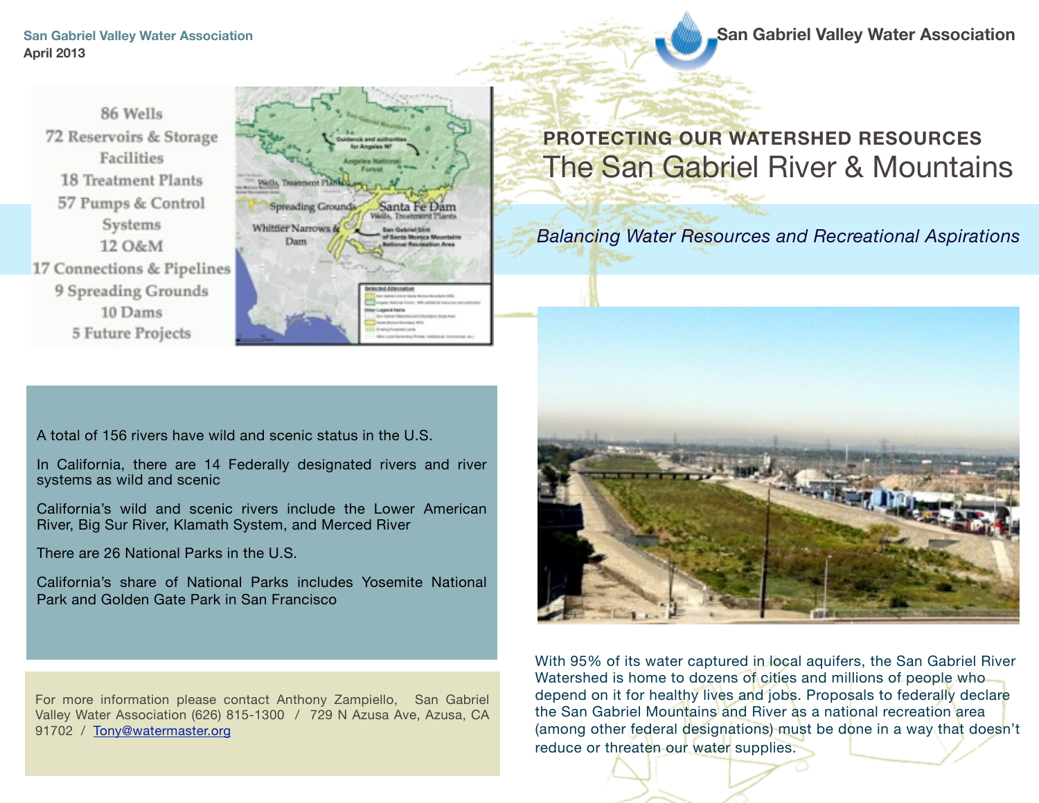San Gabriel Valley Water Association
April 2013

San Gabriel Valley Water Association

86 Wells
72 Reservoirs & Storage Facilities
18 Treatment Plants
57 Pumps & Control Systems
12 O&M
17 Connections & Pipelines
9 Spreading Grounds
10 Dams
5 Future Projects

## PROTECTING OUR WATERSHED RESOURCES

# The San Gabriel River & Mountains

*Balancing Water Resources and Recreational Aspirations*

A total of 156 rivers have wild and scenic status in the U.S.

In California, there are 14 Federally designated rivers and river systems as wild and scenic

California's wild and scenic rivers include the Lower American River, Big Sur River, Klamath System, and Merced River

There are 26 National Parks in the U.S.

California's share of National Parks includes Yosemite National Park and Golden Gate Park in San Francisco

For more information please contact Anthony Zampiello, San Gabriel Valley Water Association (626) 815-1300 / 729 N Azusa Ave, Azusa, CA 91702 / Tony@watermaster.org

With 95% of its water captured in local aquifers, the San Gabriel River Watershed is home to dozens of cities and millions of people who depend on it for healthy lives and jobs. Proposals to federally declare the San Gabriel Mountains and River as a national recreation area (among other federal designations) must be done in a way that doesn't reduce or threaten our water supplies.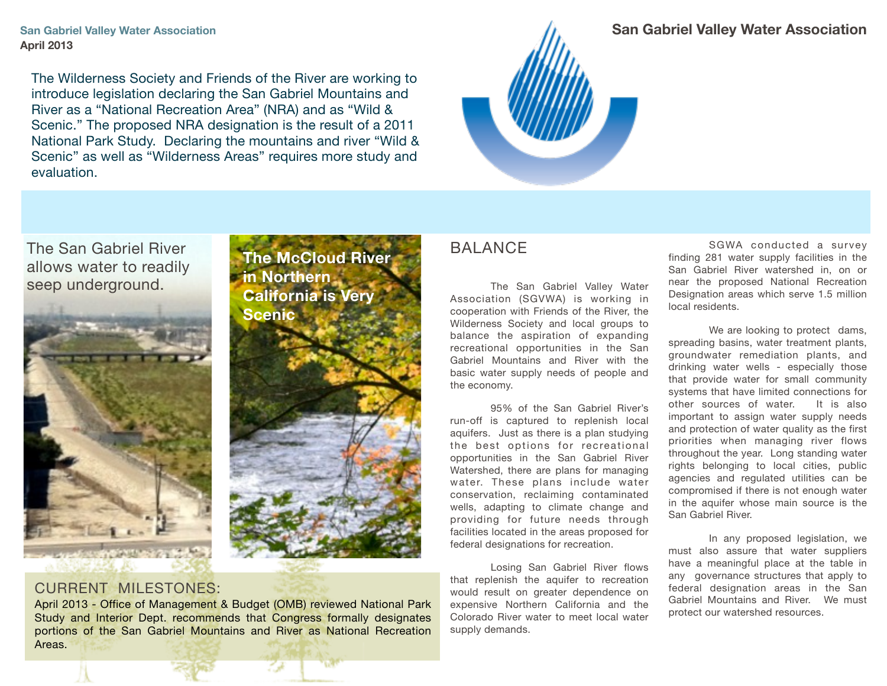San Gabriel Valley Water Association
April 2013

# San Gabriel Valley Water Association

The Wilderness Society and Friends of the River are working to introduce legislation declaring the San Gabriel Mountains and River as a "National Recreation Area" (NRA) and as "Wild & Scenic." The proposed NRA designation is the result of a 2011 National Park Study. Declaring the mountains and river "Wild & Scenic" as well as "Wilderness Areas" requires more study and evaluation.

The San Gabriel River allows water to readily seep underground.

**The McCloud River in Northern California is Very Scenic**

## CURRENT MILESTONES:

April 2013 - Office of Management & Budget (OMB) reviewed National Park Study and Interior Dept. recommends that Congress formally designates portions of the San Gabriel Mountains and River as National Recreation Areas.

## BALANCE

The San Gabriel Valley Water Association (SGVWA) is working in cooperation with Friends of the River, the Wilderness Society and local groups to balance the aspiration of expanding recreational opportunities in the San Gabriel Mountains and River with the basic water supply needs of people and the economy.

95% of the San Gabriel River's run-off is captured to replenish local aquifers. Just as there is a plan studying the best options for recreational opportunities in the San Gabriel River Watershed, there are plans for managing water. These plans include water conservation, reclaiming contaminated wells, adapting to climate change and providing for future needs through facilities located in the areas proposed for federal designations for recreation.

Losing San Gabriel River flows that replenish the aquifer to recreation would result on greater dependence on expensive Northern California and the Colorado River water to meet local water supply demands.

SGWA conducted a survey finding 281 water supply facilities in the San Gabriel River watershed in, on or near the proposed National Recreation Designation areas which serve 1.5 million local residents.

We are looking to protect dams, spreading basins, water treatment plants, groundwater remediation plants, and drinking water wells - especially those that provide water for small community systems that have limited connections for other sources of water. It is also important to assign water supply needs and protection of water quality as the first priorities when managing river flows throughout the year. Long standing water rights belonging to local cities, public agencies and regulated utilities can be compromised if there is not enough water in the aquifer whose main source is the San Gabriel River.

In any proposed legislation, we must also assure that water suppliers have a meaningful place at the table in any governance structures that apply to federal designation areas in the San Gabriel Mountains and River. We must protect our watershed resources.